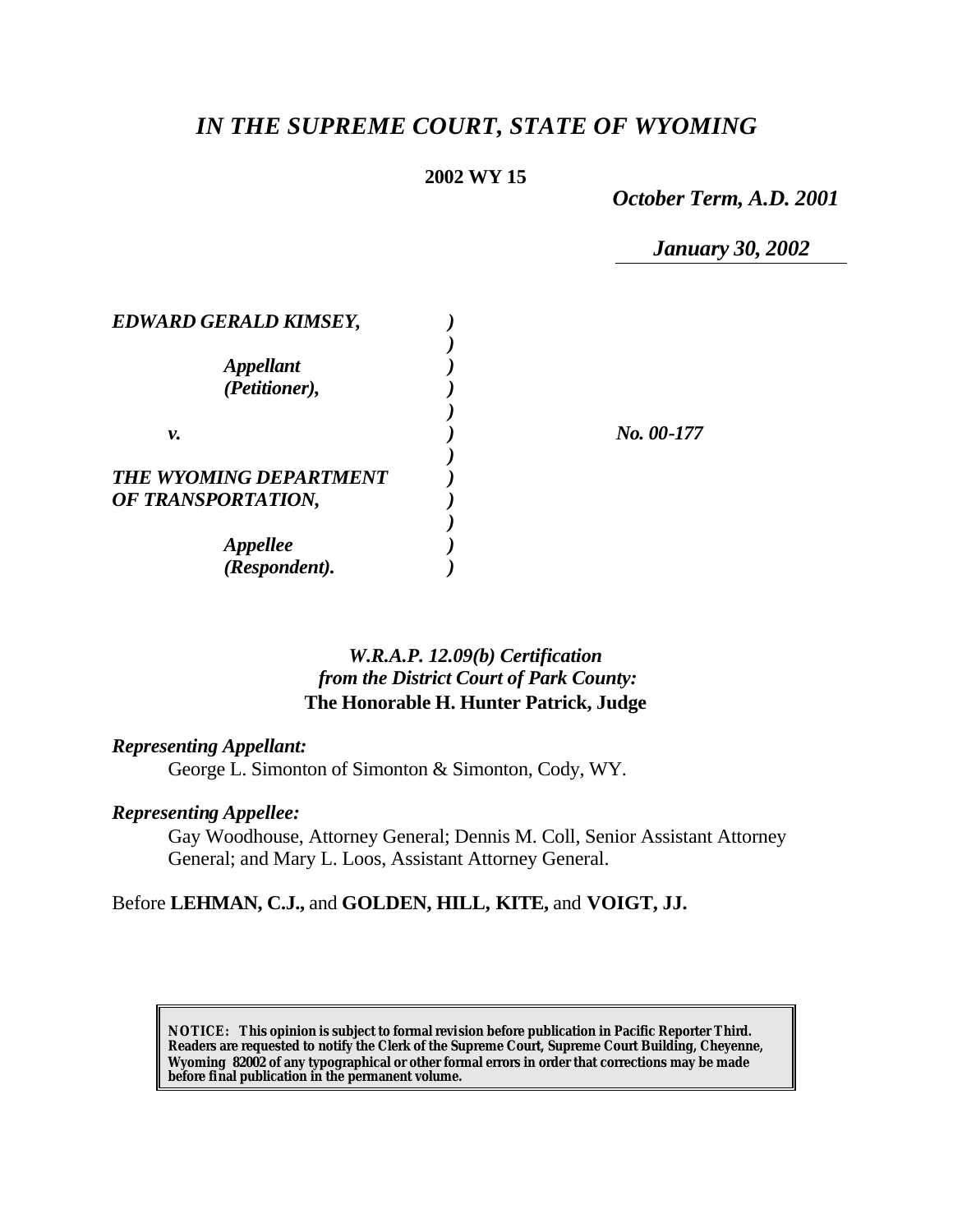# *IN THE SUPREME COURT, STATE OF WYOMING*

**2002 WY 15**

*October Term, A.D. 2001*

*January 30, 2002*

| | | |
|---|---|---|
| ***EDWARD GERALD KIMSEY,*** | ***)*** | |
| | ***)*** | |
| ***Appellant*** | ***)*** | |
| ***(Petitioner),*** | ***)*** | |
| | ***)*** | |
| ***v.*** | ***)*** | ***No. 00-177*** |
| | ***)*** | |
| ***THE WYOMING DEPARTMENT*** | ***)*** | |
| ***OF TRANSPORTATION,*** | ***)*** | |
| | ***)*** | |
| ***Appellee*** | ***)*** | |
| ***(Respondent).*** | ***)*** | |

*W.R.A.P. 12.09(b) Certification*
*from the District Court of Park County:*
**The Honorable H. Hunter Patrick, Judge**

***Representing Appellant:***

George L. Simonton of Simonton & Simonton, Cody, WY.

***Representing Appellee:***

Gay Woodhouse, Attorney General; Dennis M. Coll, Senior Assistant Attorney General; and Mary L. Loos, Assistant Attorney General.

Before **LEHMAN, C.J.,** and **GOLDEN, HILL, KITE,** and **VOIGT, JJ.**

**NOTICE: This opinion is subject to formal revision before publication in Pacific Reporter Third. Readers are requested to notify the Clerk of the Supreme Court, Supreme Court Building, Cheyenne, Wyoming 82002 of any typographical or other formal errors in order that corrections may be made before final publication in the permanent volume.**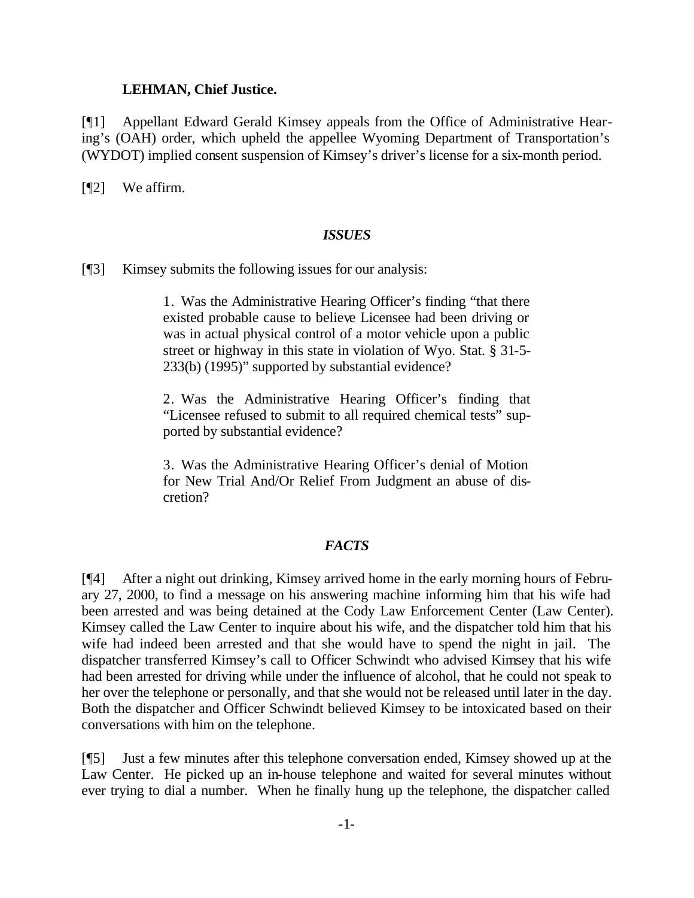**LEHMAN, Chief Justice.**

[¶1] Appellant Edward Gerald Kimsey appeals from the Office of Administrative Hearing's (OAH) order, which upheld the appellee Wyoming Department of Transportation's (WYDOT) implied consent suspension of Kimsey's driver's license for a six-month period.

[¶2] We affirm.

### *ISSUES*

[¶3] Kimsey submits the following issues for our analysis:

> 1. Was the Administrative Hearing Officer's finding "that there existed probable cause to believe Licensee had been driving or was in actual physical control of a motor vehicle upon a public street or highway in this state in violation of Wyo. Stat. § 31-5-233(b) (1995)" supported by substantial evidence?
>
> 2. Was the Administrative Hearing Officer's finding that "Licensee refused to submit to all required chemical tests" supported by substantial evidence?
>
> 3. Was the Administrative Hearing Officer's denial of Motion for New Trial And/Or Relief From Judgment an abuse of discretion?

### *FACTS*

[¶4] After a night out drinking, Kimsey arrived home in the early morning hours of February 27, 2000, to find a message on his answering machine informing him that his wife had been arrested and was being detained at the Cody Law Enforcement Center (Law Center). Kimsey called the Law Center to inquire about his wife, and the dispatcher told him that his wife had indeed been arrested and that she would have to spend the night in jail. The dispatcher transferred Kimsey's call to Officer Schwindt who advised Kimsey that his wife had been arrested for driving while under the influence of alcohol, that he could not speak to her over the telephone or personally, and that she would not be released until later in the day. Both the dispatcher and Officer Schwindt believed Kimsey to be intoxicated based on their conversations with him on the telephone.

[¶5] Just a few minutes after this telephone conversation ended, Kimsey showed up at the Law Center. He picked up an in-house telephone and waited for several minutes without ever trying to dial a number. When he finally hung up the telephone, the dispatcher called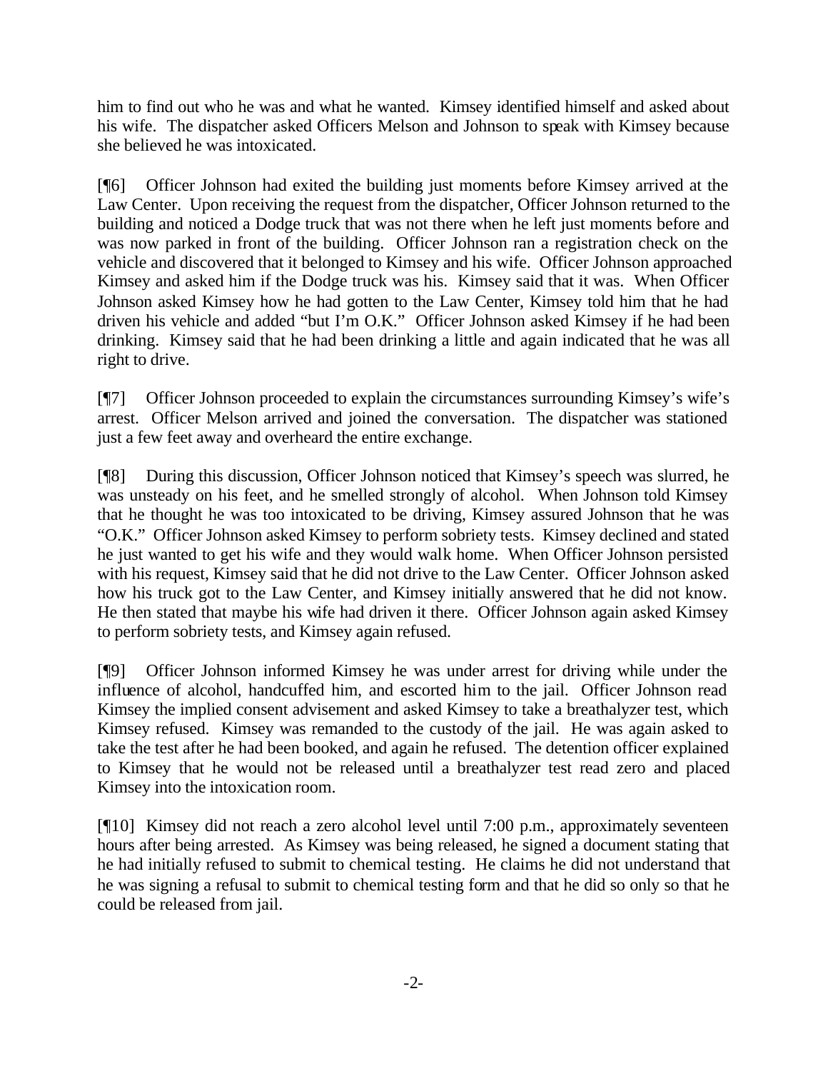him to find out who he was and what he wanted. Kimsey identified himself and asked about his wife. The dispatcher asked Officers Melson and Johnson to speak with Kimsey because she believed he was intoxicated.

[¶6] Officer Johnson had exited the building just moments before Kimsey arrived at the Law Center. Upon receiving the request from the dispatcher, Officer Johnson returned to the building and noticed a Dodge truck that was not there when he left just moments before and was now parked in front of the building. Officer Johnson ran a registration check on the vehicle and discovered that it belonged to Kimsey and his wife. Officer Johnson approached Kimsey and asked him if the Dodge truck was his. Kimsey said that it was. When Officer Johnson asked Kimsey how he had gotten to the Law Center, Kimsey told him that he had driven his vehicle and added "but I'm O.K." Officer Johnson asked Kimsey if he had been drinking. Kimsey said that he had been drinking a little and again indicated that he was all right to drive.

[¶7] Officer Johnson proceeded to explain the circumstances surrounding Kimsey's wife's arrest. Officer Melson arrived and joined the conversation. The dispatcher was stationed just a few feet away and overheard the entire exchange.

[¶8] During this discussion, Officer Johnson noticed that Kimsey's speech was slurred, he was unsteady on his feet, and he smelled strongly of alcohol. When Johnson told Kimsey that he thought he was too intoxicated to be driving, Kimsey assured Johnson that he was "O.K." Officer Johnson asked Kimsey to perform sobriety tests. Kimsey declined and stated he just wanted to get his wife and they would walk home. When Officer Johnson persisted with his request, Kimsey said that he did not drive to the Law Center. Officer Johnson asked how his truck got to the Law Center, and Kimsey initially answered that he did not know. He then stated that maybe his wife had driven it there. Officer Johnson again asked Kimsey to perform sobriety tests, and Kimsey again refused.

[¶9] Officer Johnson informed Kimsey he was under arrest for driving while under the influence of alcohol, handcuffed him, and escorted him to the jail. Officer Johnson read Kimsey the implied consent advisement and asked Kimsey to take a breathalyzer test, which Kimsey refused. Kimsey was remanded to the custody of the jail. He was again asked to take the test after he had been booked, and again he refused. The detention officer explained to Kimsey that he would not be released until a breathalyzer test read zero and placed Kimsey into the intoxication room.

[¶10] Kimsey did not reach a zero alcohol level until 7:00 p.m., approximately seventeen hours after being arrested. As Kimsey was being released, he signed a document stating that he had initially refused to submit to chemical testing. He claims he did not understand that he was signing a refusal to submit to chemical testing form and that he did so only so that he could be released from jail.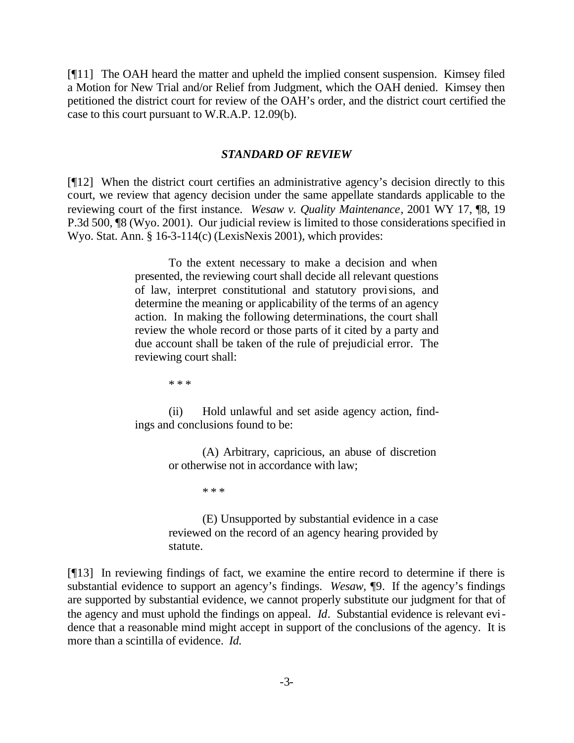[¶11] The OAH heard the matter and upheld the implied consent suspension. Kimsey filed a Motion for New Trial and/or Relief from Judgment, which the OAH denied. Kimsey then petitioned the district court for review of the OAH's order, and the district court certified the case to this court pursuant to W.R.A.P. 12.09(b).

## *STANDARD OF REVIEW*

[¶12] When the district court certifies an administrative agency's decision directly to this court, we review that agency decision under the same appellate standards applicable to the reviewing court of the first instance. *Wesaw v. Quality Maintenance*, 2001 WY 17, ¶8, 19 P.3d 500, ¶8 (Wyo. 2001). Our judicial review is limited to those considerations specified in Wyo. Stat. Ann. § 16-3-114(c) (LexisNexis 2001), which provides:

> To the extent necessary to make a decision and when presented, the reviewing court shall decide all relevant questions of law, interpret constitutional and statutory provisions, and determine the meaning or applicability of the terms of an agency action. In making the following determinations, the court shall review the whole record or those parts of it cited by a party and due account shall be taken of the rule of prejudicial error. The reviewing court shall:
>
> \* \* \*
>
> (ii) Hold unlawful and set aside agency action, findings and conclusions found to be:
>
> > (A) Arbitrary, capricious, an abuse of discretion or otherwise not in accordance with law;
> >
> > \* \* \*
> >
> > (E) Unsupported by substantial evidence in a case reviewed on the record of an agency hearing provided by statute.

[¶13] In reviewing findings of fact, we examine the entire record to determine if there is substantial evidence to support an agency's findings. *Wesaw*, ¶9. If the agency's findings are supported by substantial evidence, we cannot properly substitute our judgment for that of the agency and must uphold the findings on appeal. *Id*. Substantial evidence is relevant evidence that a reasonable mind might accept in support of the conclusions of the agency. It is more than a scintilla of evidence. *Id.*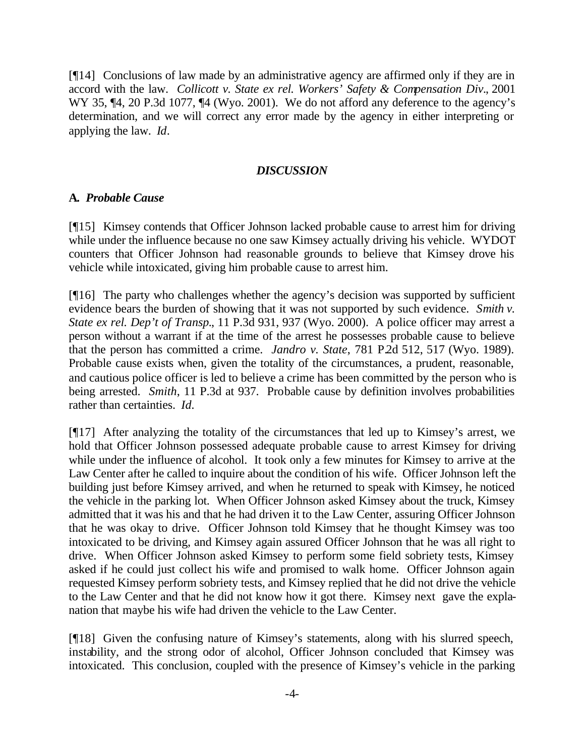[¶14] Conclusions of law made by an administrative agency are affirmed only if they are in accord with the law. *Collicott v. State ex rel. Workers' Safety & Compensation Div*., 2001 WY 35, ¶4, 20 P.3d 1077, ¶4 (Wyo. 2001). We do not afford any deference to the agency's determination, and we will correct any error made by the agency in either interpreting or applying the law. *Id*.

## *DISCUSSION*

### A. *Probable Cause*

[¶15] Kimsey contends that Officer Johnson lacked probable cause to arrest him for driving while under the influence because no one saw Kimsey actually driving his vehicle. WYDOT counters that Officer Johnson had reasonable grounds to believe that Kimsey drove his vehicle while intoxicated, giving him probable cause to arrest him.

[¶16] The party who challenges whether the agency's decision was supported by sufficient evidence bears the burden of showing that it was not supported by such evidence. *Smith v. State ex rel. Dep't of Transp*., 11 P.3d 931, 937 (Wyo. 2000). A police officer may arrest a person without a warrant if at the time of the arrest he possesses probable cause to believe that the person has committed a crime. *Jandro v. State*, 781 P.2d 512, 517 (Wyo. 1989). Probable cause exists when, given the totality of the circumstances, a prudent, reasonable, and cautious police officer is led to believe a crime has been committed by the person who is being arrested. *Smith*, 11 P.3d at 937. Probable cause by definition involves probabilities rather than certainties. *Id*.

[¶17] After analyzing the totality of the circumstances that led up to Kimsey's arrest, we hold that Officer Johnson possessed adequate probable cause to arrest Kimsey for driving while under the influence of alcohol. It took only a few minutes for Kimsey to arrive at the Law Center after he called to inquire about the condition of his wife. Officer Johnson left the building just before Kimsey arrived, and when he returned to speak with Kimsey, he noticed the vehicle in the parking lot. When Officer Johnson asked Kimsey about the truck, Kimsey admitted that it was his and that he had driven it to the Law Center, assuring Officer Johnson that he was okay to drive. Officer Johnson told Kimsey that he thought Kimsey was too intoxicated to be driving, and Kimsey again assured Officer Johnson that he was all right to drive. When Officer Johnson asked Kimsey to perform some field sobriety tests, Kimsey asked if he could just collect his wife and promised to walk home. Officer Johnson again requested Kimsey perform sobriety tests, and Kimsey replied that he did not drive the vehicle to the Law Center and that he did not know how it got there. Kimsey next gave the explanation that maybe his wife had driven the vehicle to the Law Center.

[¶18] Given the confusing nature of Kimsey's statements, along with his slurred speech, instability, and the strong odor of alcohol, Officer Johnson concluded that Kimsey was intoxicated. This conclusion, coupled with the presence of Kimsey's vehicle in the parking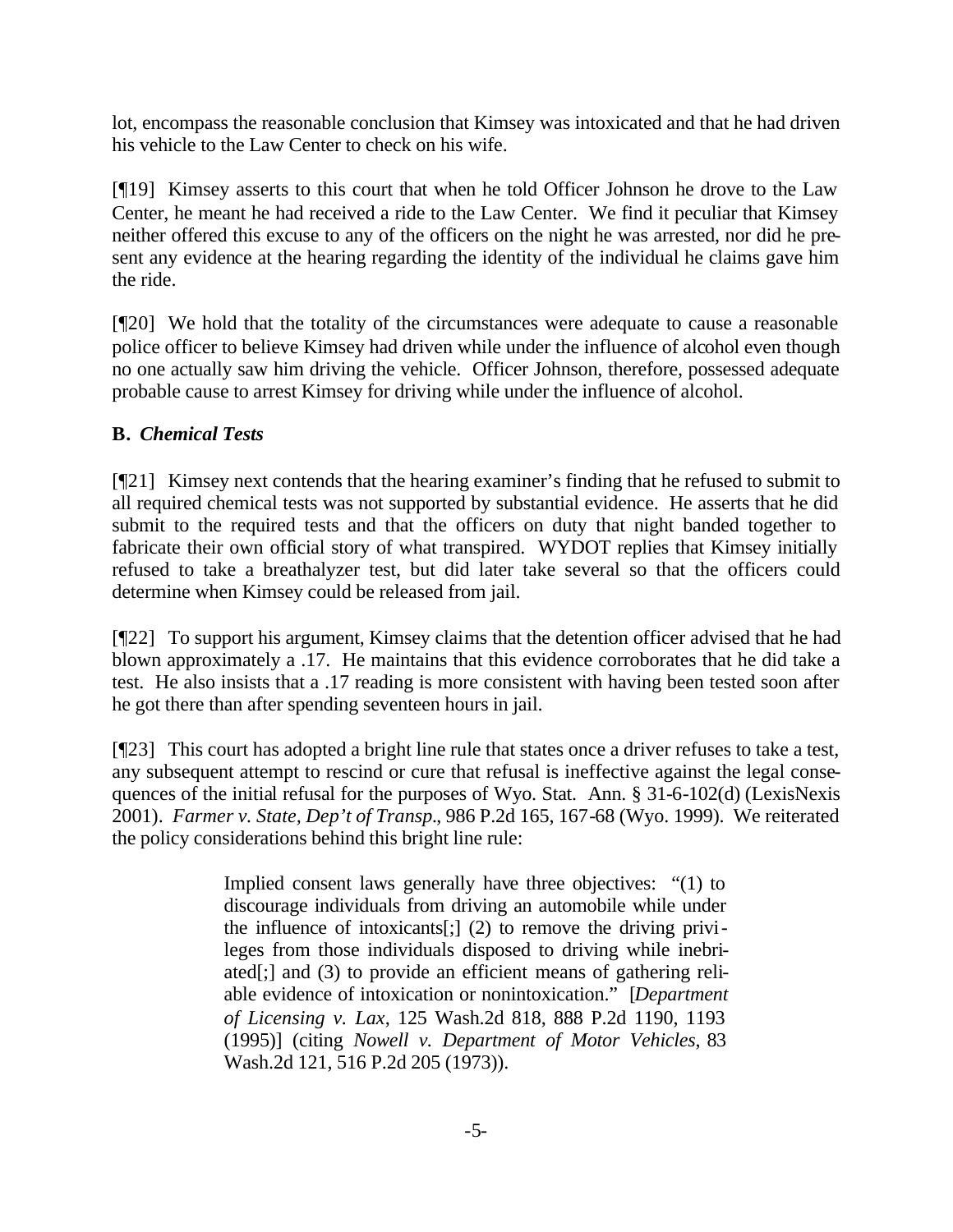lot, encompass the reasonable conclusion that Kimsey was intoxicated and that he had driven his vehicle to the Law Center to check on his wife.

[¶19] Kimsey asserts to this court that when he told Officer Johnson he drove to the Law Center, he meant he had received a ride to the Law Center. We find it peculiar that Kimsey neither offered this excuse to any of the officers on the night he was arrested, nor did he present any evidence at the hearing regarding the identity of the individual he claims gave him the ride.

[¶20] We hold that the totality of the circumstances were adequate to cause a reasonable police officer to believe Kimsey had driven while under the influence of alcohol even though no one actually saw him driving the vehicle. Officer Johnson, therefore, possessed adequate probable cause to arrest Kimsey for driving while under the influence of alcohol.

**B.** ***Chemical Tests***

[¶21] Kimsey next contends that the hearing examiner's finding that he refused to submit to all required chemical tests was not supported by substantial evidence. He asserts that he did submit to the required tests and that the officers on duty that night banded together to fabricate their own official story of what transpired. WYDOT replies that Kimsey initially refused to take a breathalyzer test, but did later take several so that the officers could determine when Kimsey could be released from jail.

[¶22] To support his argument, Kimsey claims that the detention officer advised that he had blown approximately a .17. He maintains that this evidence corroborates that he did take a test. He also insists that a .17 reading is more consistent with having been tested soon after he got there than after spending seventeen hours in jail.

[¶23] This court has adopted a bright line rule that states once a driver refuses to take a test, any subsequent attempt to rescind or cure that refusal is ineffective against the legal consequences of the initial refusal for the purposes of Wyo. Stat. Ann. § 31-6-102(d) (LexisNexis 2001). *Farmer v. State, Dep't of Transp.*, 986 P.2d 165, 167-68 (Wyo. 1999). We reiterated the policy considerations behind this bright line rule:

> Implied consent laws generally have three objectives: "(1) to discourage individuals from driving an automobile while under the influence of intoxicants[;] (2) to remove the driving privileges from those individuals disposed to driving while inebriated[;] and (3) to provide an efficient means of gathering reliable evidence of intoxication or nonintoxication." [*Department of Licensing v. Lax*, 125 Wash.2d 818, 888 P.2d 1190, 1193 (1995)] (citing *Nowell v. Department of Motor Vehicles*, 83 Wash.2d 121, 516 P.2d 205 (1973)).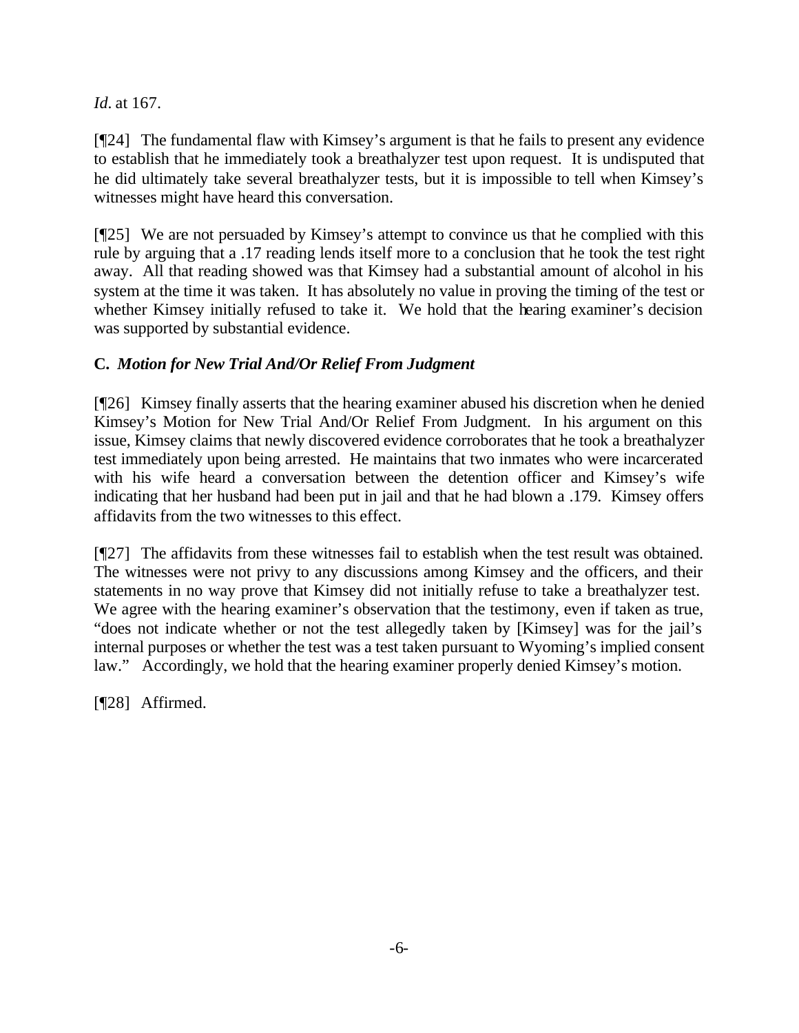*Id.* at 167.

[¶24] The fundamental flaw with Kimsey's argument is that he fails to present any evidence to establish that he immediately took a breathalyzer test upon request. It is undisputed that he did ultimately take several breathalyzer tests, but it is impossible to tell when Kimsey's witnesses might have heard this conversation.

[¶25] We are not persuaded by Kimsey's attempt to convince us that he complied with this rule by arguing that a .17 reading lends itself more to a conclusion that he took the test right away. All that reading showed was that Kimsey had a substantial amount of alcohol in his system at the time it was taken. It has absolutely no value in proving the timing of the test or whether Kimsey initially refused to take it. We hold that the hearing examiner's decision was supported by substantial evidence.

**C.** ***Motion for New Trial And/Or Relief From Judgment***

[¶26] Kimsey finally asserts that the hearing examiner abused his discretion when he denied Kimsey's Motion for New Trial And/Or Relief From Judgment. In his argument on this issue, Kimsey claims that newly discovered evidence corroborates that he took a breathalyzer test immediately upon being arrested. He maintains that two inmates who were incarcerated with his wife heard a conversation between the detention officer and Kimsey's wife indicating that her husband had been put in jail and that he had blown a .179. Kimsey offers affidavits from the two witnesses to this effect.

[¶27] The affidavits from these witnesses fail to establish when the test result was obtained. The witnesses were not privy to any discussions among Kimsey and the officers, and their statements in no way prove that Kimsey did not initially refuse to take a breathalyzer test. We agree with the hearing examiner's observation that the testimony, even if taken as true, "does not indicate whether or not the test allegedly taken by [Kimsey] was for the jail's internal purposes or whether the test was a test taken pursuant to Wyoming's implied consent law." Accordingly, we hold that the hearing examiner properly denied Kimsey's motion.

[¶28] Affirmed.